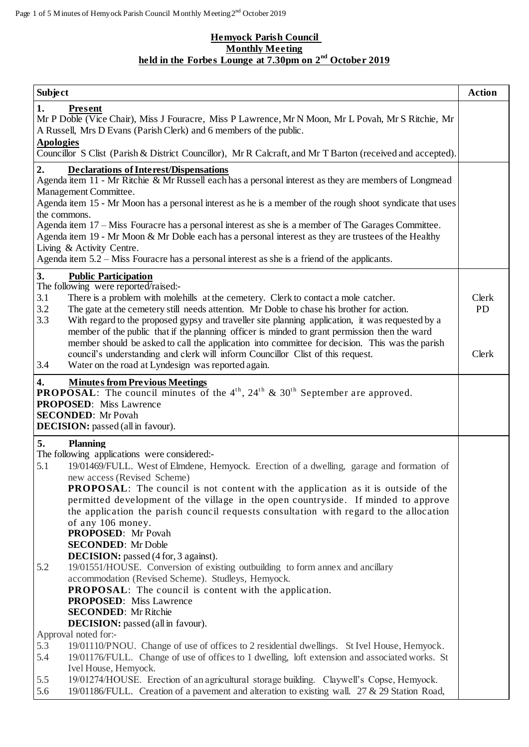# Hemyock Parish Council
## Monthly Meeting
## held in the Forbes Lounge at 7.30pm on 2nd October 2019

| Subject | Action |
| --- | --- |
| **1. Present**<br>Mr P Doble (Vice Chair), Miss J Fouracre, Miss P Lawrence, Mr N Moon, Mr L Povah, Mr S Ritchie, Mr A Russell, Mrs D Evans (Parish Clerk) and 6 members of the public.<br>**Apologies**<br>Councillor S Clist (Parish & District Councillor), Mr R Calcraft, and Mr T Barton (received and accepted). | |
| **2. Declarations of Interest/Dispensations**<br>Agenda item 11 - Mr Ritchie & Mr Russell each has a personal interest as they are members of Longmead Management Committee.<br>Agenda item 15 - Mr Moon has a personal interest as he is a member of the rough shoot syndicate that uses the commons.<br>Agenda item 17 – Miss Fouracre has a personal interest as she is a member of The Garages Committee.<br>Agenda item 19 - Mr Moon & Mr Doble each has a personal interest as they are trustees of the Healthy Living & Activity Centre.<br>Agenda item 5.2 – Miss Fouracre has a personal interest as she is a friend of the applicants. | |
| **3. Public Participation**<br>The following were reported/raised:-<br>3.1 There is a problem with molehills at the cemetery. Clerk to contact a mole catcher.<br>3.2 The gate at the cemetery still needs attention. Mr Doble to chase his brother for action.<br>3.3 With regard to the proposed gypsy and traveller site planning application, it was requested by a member of the public that if the planning officer is minded to grant permission then the ward member should be asked to call the application into committee for decision. This was the parish council's understanding and clerk will inform Councillor Clist of this request.<br>3.4 Water on the road at Lyndesign was reported again. | Clerk<br>PD<br><br><br>Clerk |
| **4. Minutes from Previous Meetings**<br>**PROPOSAL**: The council minutes of the 4th, 24th & 30th September are approved.<br>**PROPOSED**: Miss Lawrence<br>**SECONDED**: Mr Povah<br>**DECISION:** passed (all in favour). | |
| **5. Planning**<br>The following applications were considered:-<br>5.1 19/01469/FULL. West of Elmdene, Hemyock. Erection of a dwelling, garage and formation of new access (Revised Scheme)<br>**PROPOSAL**: The council is not content with the application as it is outside of the permitted development of the village in the open countryside. If minded to approve the application the parish council requests consultation with regard to the allocation of any 106 money.<br>**PROPOSED**: Mr Povah<br>**SECONDED**: Mr Doble<br>**DECISION:** passed (4 for, 3 against).<br>5.2 19/01551/HOUSE. Conversion of existing outbuilding to form annex and ancillary accommodation (Revised Scheme). Studleys, Hemyock.<br>**PROPOSAL**: The council is content with the application.<br>**PROPOSED**: Miss Lawrence<br>**SECONDED**: Mr Ritchie<br>**DECISION:** passed (all in favour).<br>Approval noted for:-<br>5.3 19/01110/PNOU. Change of use of offices to 2 residential dwellings. St Ivel House, Hemyock.<br>5.4 19/01176/FULL. Change of use of offices to 1 dwelling, loft extension and associated works. St Ivel House, Hemyock.<br>5.5 19/01274/HOUSE. Erection of an agricultural storage building. Claywell's Copse, Hemyock.<br>5.6 19/01186/FULL. Creation of a pavement and alteration to existing wall. 27 & 29 Station Road, | |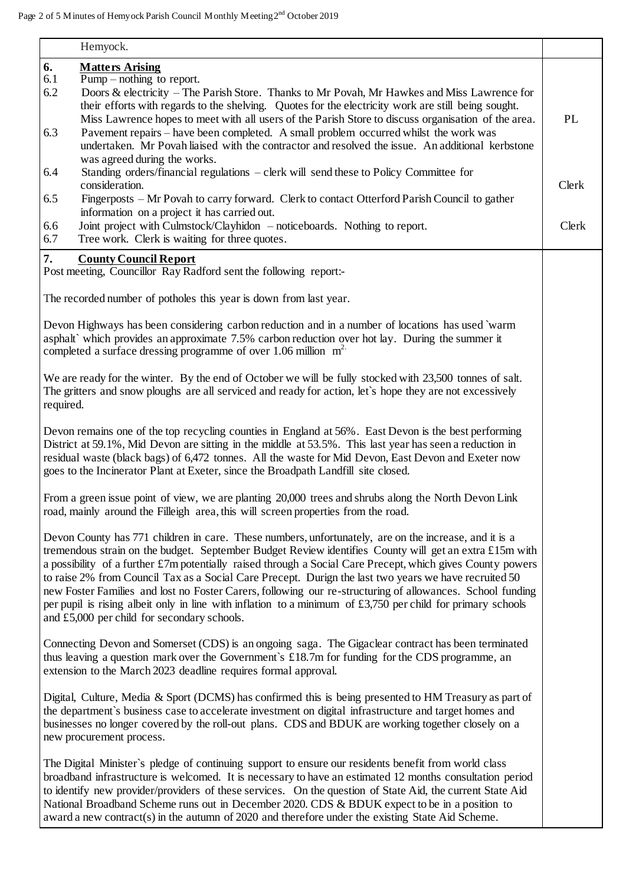Hemyock.

## 6. Matters Arising

| | | |
|---|---|---|
| 6.1 | Pump – nothing to report. | |
| 6.2 | Doors & electricity – The Parish Store. Thanks to Mr Povah, Mr Hawkes and Miss Lawrence for their efforts with regards to the shelving. Quotes for the electricity work are still being sought. Miss Lawrence hopes to meet with all users of the Parish Store to discuss organisation of the area. | PL |
| 6.3 | Pavement repairs – have been completed. A small problem occurred whilst the work was undertaken. Mr Povah liaised with the contractor and resolved the issue. An additional kerbstone was agreed during the works. | |
| 6.4 | Standing orders/financial regulations – clerk will send these to Policy Committee for consideration. | Clerk |
| 6.5 | Fingerposts – Mr Povah to carry forward. Clerk to contact Otterford Parish Council to gather information on a project it has carried out. | Clerk |
| 6.6 | Joint project with Culmstock/Clayhidon – noticeboards. Nothing to report. | |
| 6.7 | Tree work. Clerk is waiting for three quotes. | |

## 7. County Council Report

Post meeting, Councillor Ray Radford sent the following report:-

The recorded number of potholes this year is down from last year.

Devon Highways has been considering carbon reduction and in a number of locations has used `warm asphalt` which provides an approximate 7.5% carbon reduction over hot lay. During the summer it completed a surface dressing programme of over 1.06 million $m^2$.

We are ready for the winter. By the end of October we will be fully stocked with 23,500 tonnes of salt. The gritters and snow ploughs are all serviced and ready for action, let`s hope they are not excessively required.

Devon remains one of the top recycling counties in England at 56%. East Devon is the best performing District at 59.1%, Mid Devon are sitting in the middle at 53.5%. This last year has seen a reduction in residual waste (black bags) of 6,472 tonnes. All the waste for Mid Devon, East Devon and Exeter now goes to the Incinerator Plant at Exeter, since the Broadpath Landfill site closed.

From a green issue point of view, we are planting 20,000 trees and shrubs along the North Devon Link road, mainly around the Filleigh area, this will screen properties from the road.

Devon County has 771 children in care. These numbers, unfortunately, are on the increase, and it is a tremendous strain on the budget. September Budget Review identifies County will get an extra £15m with a possibility of a further £7m potentially raised through a Social Care Precept, which gives County powers to raise 2% from Council Tax as a Social Care Precept. Durign the last two years we have recruited 50 new Foster Families and lost no Foster Carers, following our re-structuring of allowances. School funding per pupil is rising albeit only in line with inflation to a minimum of £3,750 per child for primary schools and £5,000 per child for secondary schools.

Connecting Devon and Somerset (CDS) is an ongoing saga. The Gigaclear contract has been terminated thus leaving a question mark over the Government`s £18.7m for funding for the CDS programme, an extension to the March 2023 deadline requires formal approval.

Digital, Culture, Media & Sport (DCMS) has confirmed this is being presented to HM Treasury as part of the department`s business case to accelerate investment on digital infrastructure and target homes and businesses no longer covered by the roll-out plans. CDS and BDUK are working together closely on a new procurement process.

The Digital Minister`s pledge of continuing support to ensure our residents benefit from world class broadband infrastructure is welcomed. It is necessary to have an estimated 12 months consultation period to identify new provider/providers of these services. On the question of State Aid, the current State Aid National Broadband Scheme runs out in December 2020. CDS & BDUK expect to be in a position to award a new contract(s) in the autumn of 2020 and therefore under the existing State Aid Scheme.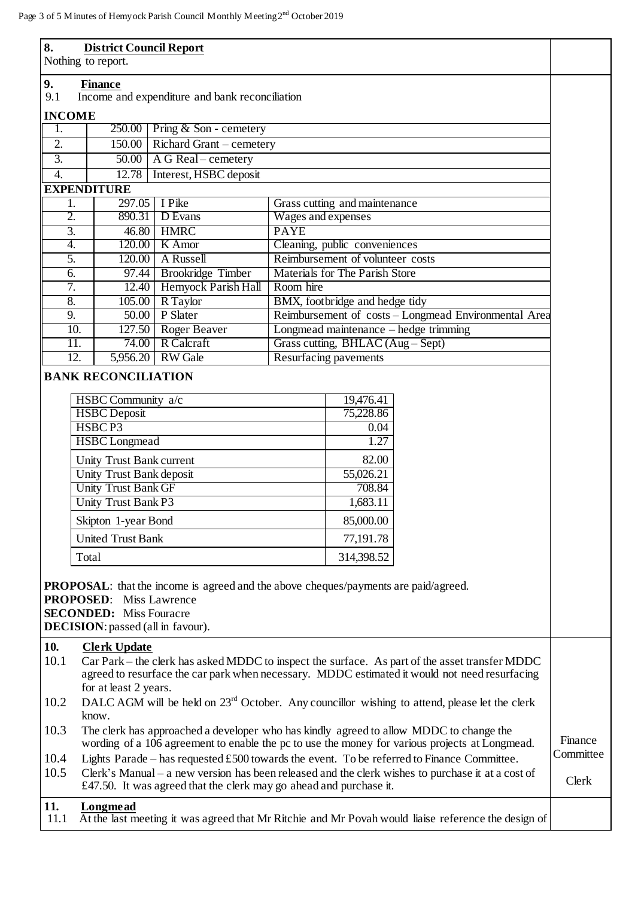## 8. District Council Report

Nothing to report.

## 9. Finance

9.1 Income and expenditure and bank reconciliation

**INCOME**

| | | |
|---|---|---|
| 1. | 250.00 | Pring & Son - cemetery |
| 2. | 150.00 | Richard Grant – cemetery |
| 3. | 50.00 | A G Real – cemetery |
| 4. | 12.78 | Interest, HSBC deposit |

**EXPENDITURE**

| | | | |
|---|---|---|---|
| 1. | 297.05 | I Pike | Grass cutting and maintenance |
| 2. | 890.31 | D Evans | Wages and expenses |
| 3. | 46.80 | HMRC | PAYE |
| 4. | 120.00 | K Amor | Cleaning, public conveniences |
| 5. | 120.00 | A Russell | Reimbursement of volunteer costs |
| 6. | 97.44 | Brookridge Timber | Materials for The Parish Store |
| 7. | 12.40 | Hemyock Parish Hall | Room hire |
| 8. | 105.00 | R Taylor | BMX, footbridge and hedge tidy |
| 9. | 50.00 | P Slater | Reimbursement of costs – Longmead Environmental Area |
| 10. | 127.50 | Roger Beaver | Longmead maintenance – hedge trimming |
| 11. | 74.00 | R Calcraft | Grass cutting, BHLAC (Aug – Sept) |
| 12. | 5,956.20 | RW Gale | Resurfacing pavements |

**BANK RECONCILIATION**

| | |
|---|---|
| HSBC Community a/c | 19,476.41 |
| HSBC Deposit | 75,228.86 |
| HSBC P3 | 0.04 |
| HSBC Longmead | 1.27 |
| Unity Trust Bank current | 82.00 |
| Unity Trust Bank deposit | 55,026.21 |
| Unity Trust Bank GF | 708.84 |
| Unity Trust Bank P3 | 1,683.11 |
| Skipton 1-year Bond | 85,000.00 |
| United Trust Bank | 77,191.78 |
| Total | 314,398.52 |

**PROPOSAL**: that the income is agreed and the above cheques/payments are paid/agreed.
**PROPOSED**: Miss Lawrence
**SECONDED:** Miss Fouracre
**DECISION**: passed (all in favour).

## 10. Clerk Update

10.1 Car Park – the clerk has asked MDDC to inspect the surface. As part of the asset transfer MDDC agreed to resurface the car park when necessary. MDDC estimated it would not need resurfacing for at least 2 years.

10.2 DALC AGM will be held on 23rd October. Any councillor wishing to attend, please let the clerk know.

10.3 The clerk has approached a developer who has kindly agreed to allow MDDC to change the wording of a 106 agreement to enable the pc to use the money for various projects at Longmead.

10.4 Lights Parade – has requested £500 towards the event. To be referred to Finance Committee. — **Finance Committee**

10.5 Clerk's Manual – a new version has been released and the clerk wishes to purchase it at a cost of £47.50. It was agreed that the clerk may go ahead and purchase it. — **Clerk**

## 11. Longmead

11.1 At the last meeting it was agreed that Mr Ritchie and Mr Povah would liaise reference the design of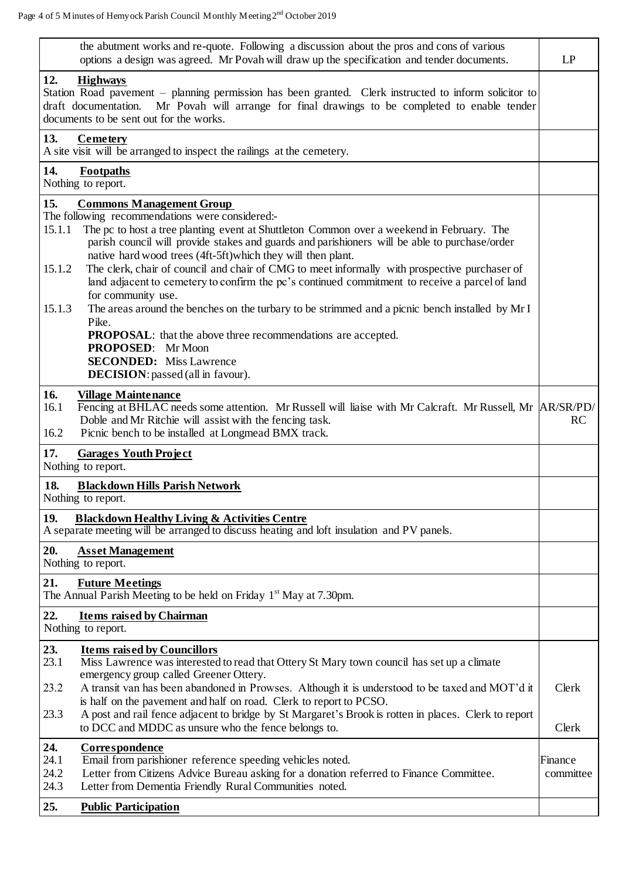| | |
|---|---|
| the abutment works and re-quote. Following a discussion about the pros and cons of various options a design was agreed. Mr Povah will draw up the specification and tender documents. | LP |
| **12. Highways**<br>Station Road pavement – planning permission has been granted. Clerk instructed to inform solicitor to draft documentation. Mr Povah will arrange for final drawings to be completed to enable tender documents to be sent out for the works. | |
| **13. Cemetery**<br>A site visit will be arranged to inspect the railings at the cemetery. | |
| **14. Footpaths**<br>Nothing to report. | |
| **15. Commons Management Group**<br>The following recommendations were considered:-<br>15.1.1 The pc to host a tree planting event at Shuttleton Common over a weekend in February. The parish council will provide stakes and guards and parishioners will be able to purchase/order native hard wood trees (4ft-5ft)which they will then plant.<br>15.1.2 The clerk, chair of council and chair of CMG to meet informally with prospective purchaser of land adjacent to cemetery to confirm the pc's continued commitment to receive a parcel of land for community use.<br>15.1.3 The areas around the benches on the turbary to be strimmed and a picnic bench installed by Mr I Pike.<br>**PROPOSAL**: that the above three recommendations are accepted.<br>**PROPOSED**: Mr Moon<br>**SECONDED:** Miss Lawrence<br>**DECISION**: passed (all in favour). | |
| **16. Village Maintenance**<br>16.1 Fencing at BHLAC needs some attention. Mr Russell will liaise with Mr Calcraft. Mr Russell, Mr Doble and Mr Ritchie will assist with the fencing task.<br>16.2 Picnic bench to be installed at Longmead BMX track. | AR/SR/PD/ RC |
| **17. Garages Youth Project**<br>Nothing to report. | |
| **18. Blackdown Hills Parish Network**<br>Nothing to report. | |
| **19. Blackdown Healthy Living & Activities Centre**<br>A separate meeting will be arranged to discuss heating and loft insulation and PV panels. | |
| **20. Asset Management**<br>Nothing to report. | |
| **21. Future Meetings**<br>The Annual Parish Meeting to be held on Friday 1st May at 7.30pm. | |
| **22. Items raised by Chairman**<br>Nothing to report. | |
| **23. Items raised by Councillors**<br>23.1 Miss Lawrence was interested to read that Ottery St Mary town council has set up a climate emergency group called Greener Ottery.<br>23.2 A transit van has been abandoned in Prowses. Although it is understood to be taxed and MOT'd it is half on the pavement and half on road. Clerk to report to PCSO.<br>23.3 A post and rail fence adjacent to bridge by St Margaret's Brook is rotten in places. Clerk to report to DCC and MDDC as unsure who the fence belongs to. | Clerk<br><br>Clerk |
| **24. Correspondence**<br>24.1 Email from parishioner reference speeding vehicles noted.<br>24.2 Letter from Citizens Advice Bureau asking for a donation referred to Finance Committee.<br>24.3 Letter from Dementia Friendly Rural Communities noted. | Finance committee |
| **25. Public Participation** | |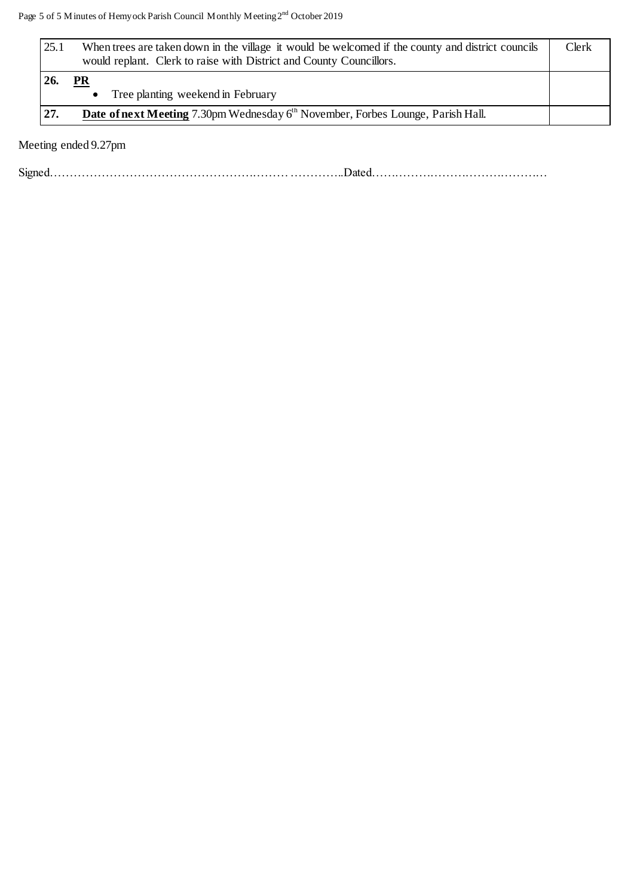| | | |
|---|---|---|
| 25.1 | When trees are taken down in the village it would be welcomed if the county and district councils would replant. Clerk to raise with District and County Councillors. | Clerk |
| **26.** | **PR**<br>• Tree planting weekend in February | |
| **27.** | **Date of next Meeting** 7.30pm Wednesday 6th November, Forbes Lounge, Parish Hall. | |

Meeting ended 9.27pm

Signed………………………………………………… …………..Dated……………………………………